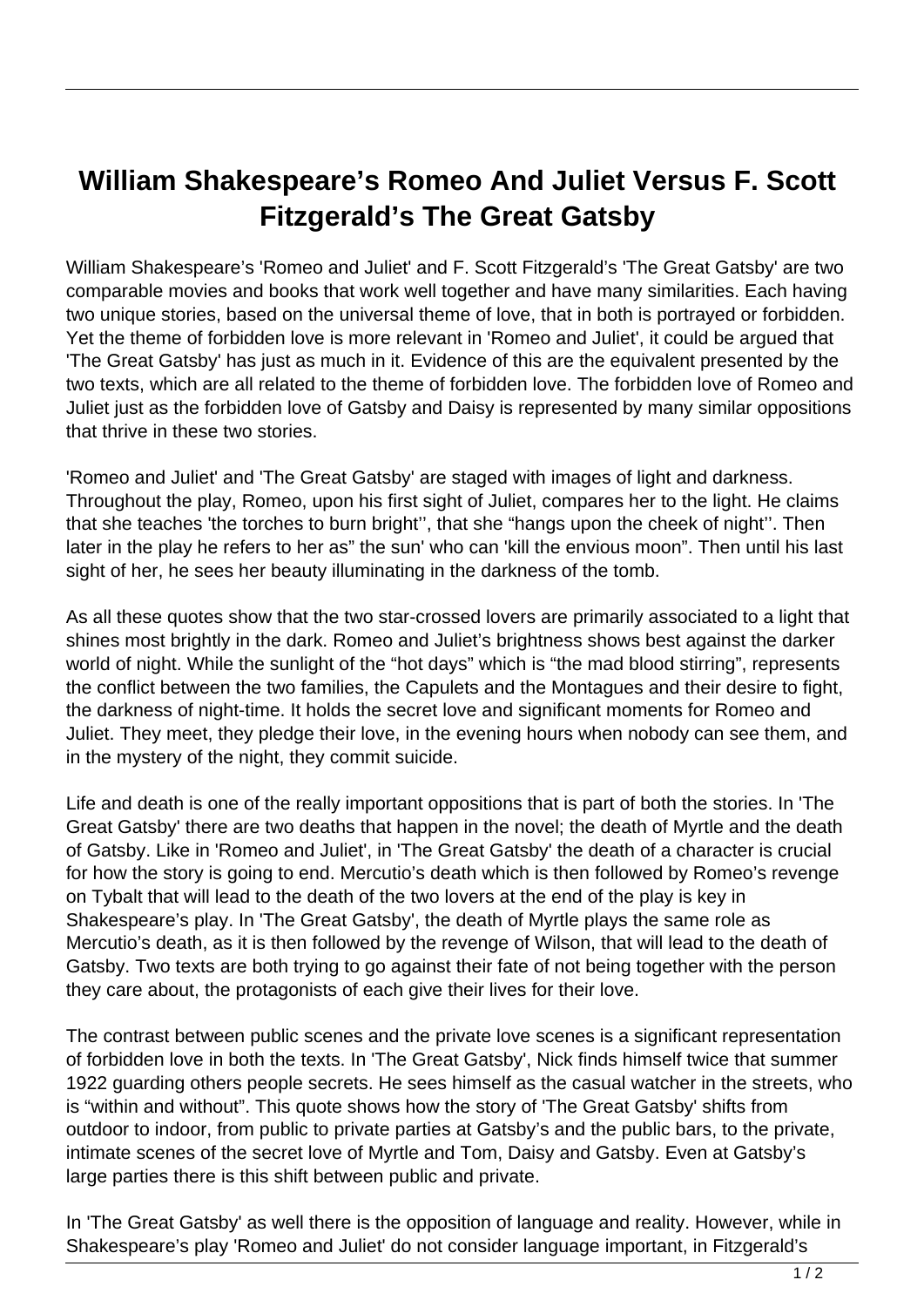# William Shakespeare's Romeo And Juliet Versus F. Scott Fitzgerald's The Great Gatsby

William Shakespeare's 'Romeo and Juliet' and F. Scott Fitzgerald's 'The Great Gatsby' are two comparable movies and books that work well together and have many similarities. Each having two unique stories, based on the universal theme of love, that in both is portrayed or forbidden. Yet the theme of forbidden love is more relevant in 'Romeo and Juliet', it could be argued that 'The Great Gatsby' has just as much in it. Evidence of this are the equivalent presented by the two texts, which are all related to the theme of forbidden love. The forbidden love of Romeo and Juliet just as the forbidden love of Gatsby and Daisy is represented by many similar oppositions that thrive in these two stories.

'Romeo and Juliet' and 'The Great Gatsby' are staged with images of light and darkness. Throughout the play, Romeo, upon his first sight of Juliet, compares her to the light. He claims that she teaches 'the torches to burn bright'', that she "hangs upon the cheek of night''. Then later in the play he refers to her as" the sun' who can 'kill the envious moon". Then until his last sight of her, he sees her beauty illuminating in the darkness of the tomb.

As all these quotes show that the two star-crossed lovers are primarily associated to a light that shines most brightly in the dark. Romeo and Juliet's brightness shows best against the darker world of night. While the sunlight of the "hot days" which is "the mad blood stirring", represents the conflict between the two families, the Capulets and the Montagues and their desire to fight, the darkness of night-time. It holds the secret love and significant moments for Romeo and Juliet. They meet, they pledge their love, in the evening hours when nobody can see them, and in the mystery of the night, they commit suicide.

Life and death is one of the really important oppositions that is part of both the stories. In 'The Great Gatsby' there are two deaths that happen in the novel; the death of Myrtle and the death of Gatsby. Like in 'Romeo and Juliet', in 'The Great Gatsby' the death of a character is crucial for how the story is going to end. Mercutio's death which is then followed by Romeo's revenge on Tybalt that will lead to the death of the two lovers at the end of the play is key in Shakespeare's play. In 'The Great Gatsby', the death of Myrtle plays the same role as Mercutio's death, as it is then followed by the revenge of Wilson, that will lead to the death of Gatsby. Two texts are both trying to go against their fate of not being together with the person they care about, the protagonists of each give their lives for their love.

The contrast between public scenes and the private love scenes is a significant representation of forbidden love in both the texts. In 'The Great Gatsby', Nick finds himself twice that summer 1922 guarding others people secrets. He sees himself as the casual watcher in the streets, who is "within and without". This quote shows how the story of 'The Great Gatsby' shifts from outdoor to indoor, from public to private parties at Gatsby's and the public bars, to the private, intimate scenes of the secret love of Myrtle and Tom, Daisy and Gatsby. Even at Gatsby's large parties there is this shift between public and private.

In 'The Great Gatsby' as well there is the opposition of language and reality. However, while in Shakespeare's play 'Romeo and Juliet' do not consider language important, in Fitzgerald's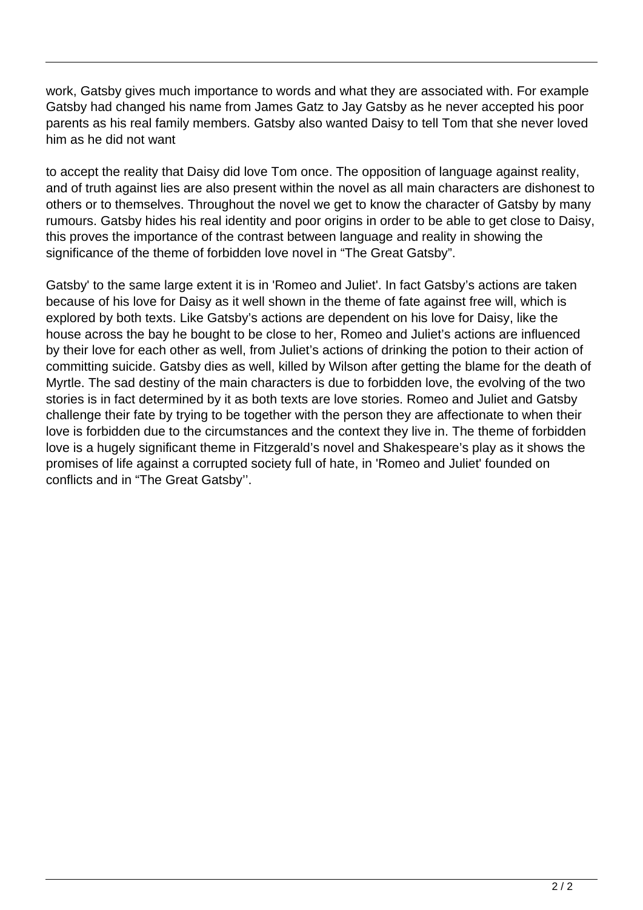work, Gatsby gives much importance to words and what they are associated with. For example Gatsby had changed his name from James Gatz to Jay Gatsby as he never accepted his poor parents as his real family members. Gatsby also wanted Daisy to tell Tom that she never loved him as he did not want

to accept the reality that Daisy did love Tom once. The opposition of language against reality, and of truth against lies are also present within the novel as all main characters are dishonest to others or to themselves. Throughout the novel we get to know the character of Gatsby by many rumours. Gatsby hides his real identity and poor origins in order to be able to get close to Daisy, this proves the importance of the contrast between language and reality in showing the significance of the theme of forbidden love novel in "The Great Gatsby".

Gatsby' to the same large extent it is in 'Romeo and Juliet'. In fact Gatsby's actions are taken because of his love for Daisy as it well shown in the theme of fate against free will, which is explored by both texts. Like Gatsby's actions are dependent on his love for Daisy, like the house across the bay he bought to be close to her, Romeo and Juliet's actions are influenced by their love for each other as well, from Juliet's actions of drinking the potion to their action of committing suicide. Gatsby dies as well, killed by Wilson after getting the blame for the death of Myrtle. The sad destiny of the main characters is due to forbidden love, the evolving of the two stories is in fact determined by it as both texts are love stories. Romeo and Juliet and Gatsby challenge their fate by trying to be together with the person they are affectionate to when their love is forbidden due to the circumstances and the context they live in. The theme of forbidden love is a hugely significant theme in Fitzgerald's novel and Shakespeare's play as it shows the promises of life against a corrupted society full of hate, in 'Romeo and Juliet' founded on conflicts and in "The Great Gatsby''.